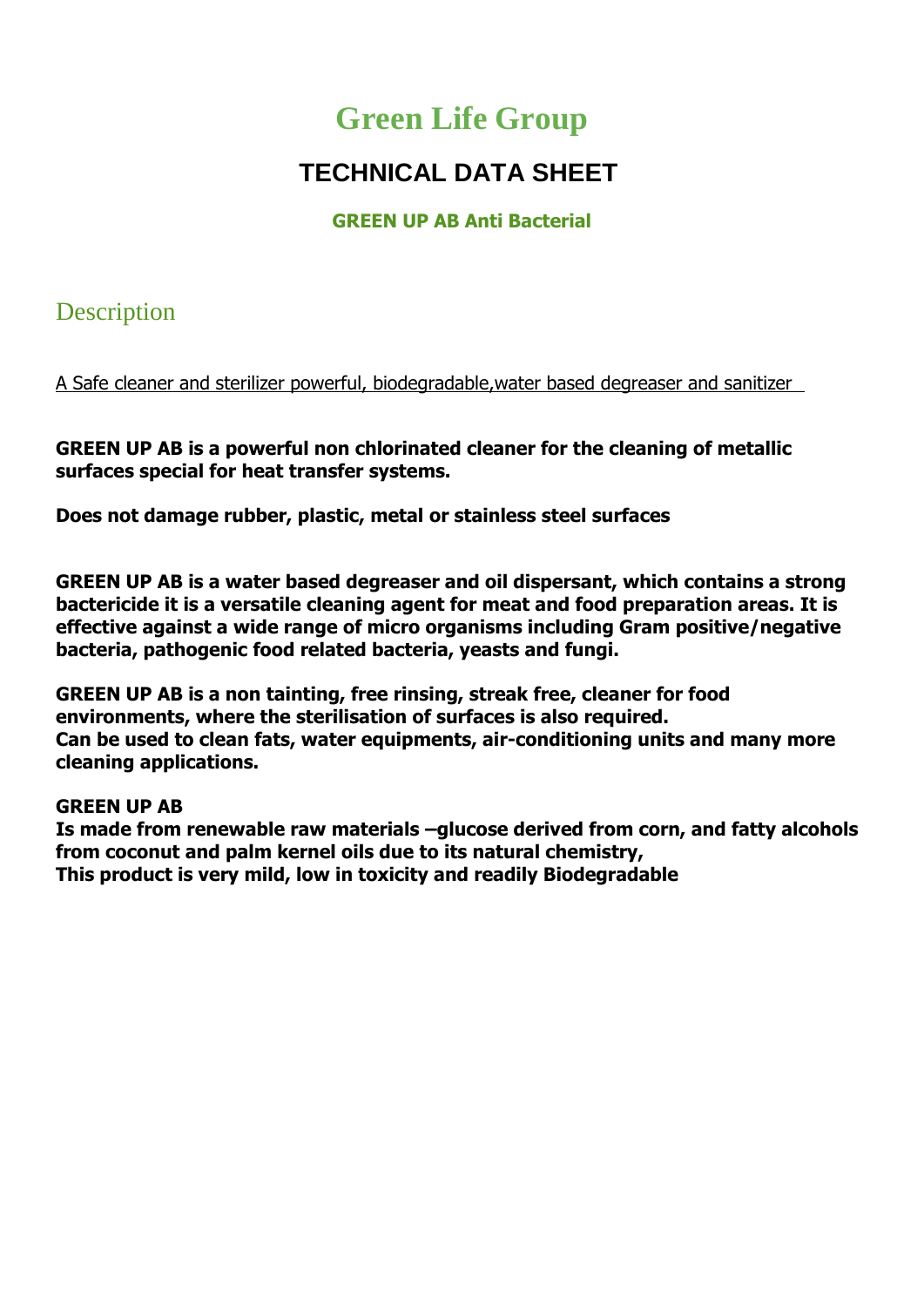# Green Life Group

## TECHNICAL DATA SHEET

### GREEN UP AB Anti Bacterial

## Description

A Safe cleaner and sterilizer powerful, biodegradable,water based degreaser and sanitizer

**GREEN UP AB is a powerful non chlorinated cleaner for the cleaning of metallic surfaces special for heat transfer systems.**

**Does not damage rubber, plastic, metal or stainless steel surfaces**

**GREEN UP AB is a water based degreaser and oil dispersant, which contains a strong bactericide it is a versatile cleaning agent for meat and food preparation areas. It is effective against a wide range of micro organisms including Gram positive/negative bacteria, pathogenic food related bacteria, yeasts and fungi.**

**GREEN UP AB is a non tainting, free rinsing, streak free, cleaner for food environments, where the sterilisation of surfaces is also required.**
**Can be used to clean fats, water equipments, air-conditioning units and many more cleaning applications.**

**GREEN UP AB**
**Is made from renewable raw materials –glucose derived from corn, and fatty alcohols from coconut and palm kernel oils due to its natural chemistry,**
**This product is very mild, low in toxicity and readily Biodegradable**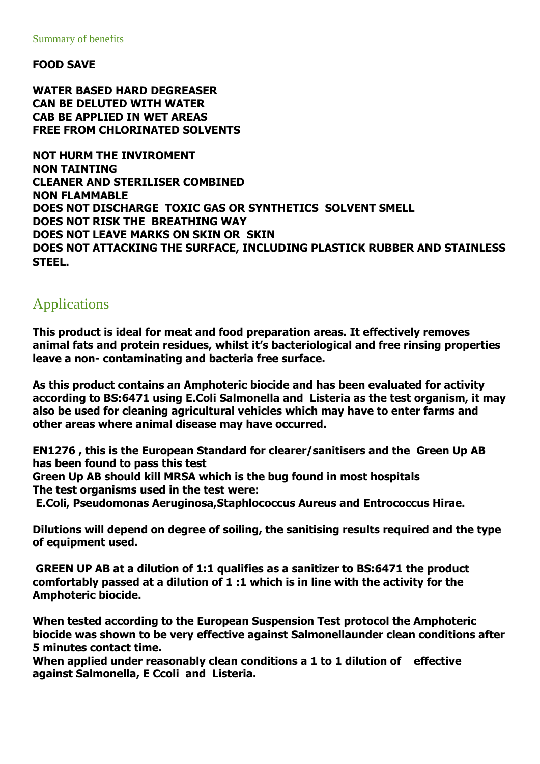## Summary of benefits

**FOOD SAVE**

**WATER BASED HARD DEGREASER**
**CAN BE DELUTED WITH WATER**
**CAB BE APPLIED IN WET AREAS**
**FREE FROM CHLORINATED SOLVENTS**

**NOT HURM THE INVIROMENT**
**NON TAINTING**
**CLEANER AND STERILISER COMBINED**
**NON FLAMMABLE**
**DOES NOT DISCHARGE TOXIC GAS OR SYNTHETICS SOLVENT SMELL**
**DOES NOT RISK THE BREATHING WAY**
**DOES NOT LEAVE MARKS ON SKIN OR SKIN**
**DOES NOT ATTACKING THE SURFACE, INCLUDING PLASTICK RUBBER AND STAINLESS STEEL.**

## Applications

**This product is ideal for meat and food preparation areas. It effectively removes animal fats and protein residues, whilst it's bacteriological and free rinsing properties leave a non- contaminating and bacteria free surface.**

**As this product contains an Amphoteric biocide and has been evaluated for activity according to BS:6471 using E.Coli Salmonella and Listeria as the test organism, it may also be used for cleaning agricultural vehicles which may have to enter farms and other areas where animal disease may have occurred.**

**EN1276 , this is the European Standard for clearer/sanitisers and the Green Up AB has been found to pass this test**
**Green Up AB should kill MRSA which is the bug found in most hospitals**
**The test organisms used in the test were:**
**E.Coli, Pseudomonas Aeruginosa,Staphlococcus Aureus and Entrococcus Hirae.**

**Dilutions will depend on degree of soiling, the sanitising results required and the type of equipment used.**

**GREEN UP AB at a dilution of 1:1 qualifies as a sanitizer to BS:6471 the product comfortably passed at a dilution of 1 :1 which is in line with the activity for the Amphoteric biocide.**

**When tested according to the European Suspension Test protocol the Amphoteric biocide was shown to be very effective against Salmonellaunder clean conditions after 5 minutes contact time.**
**When applied under reasonably clean conditions a 1 to 1 dilution of effective against Salmonella, E Ccoli and Listeria.**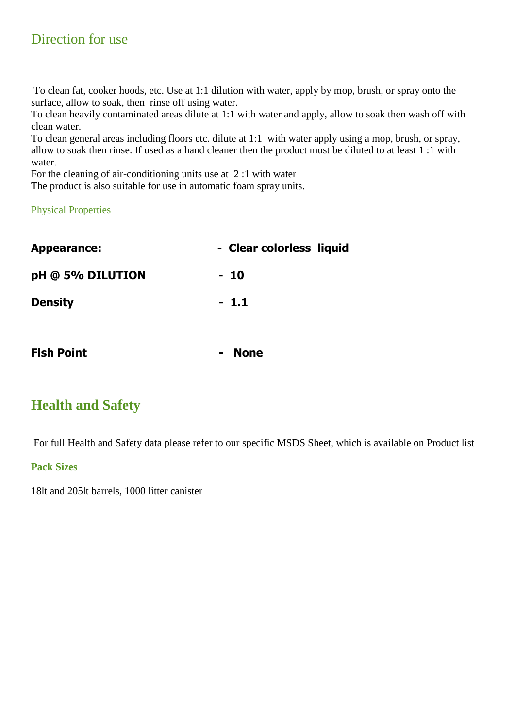## Direction for use

To clean fat, cooker hoods, etc. Use at 1:1 dilution with water, apply by mop, brush, or spray onto the surface, allow to soak, then rinse off using water.
To clean heavily contaminated areas dilute at 1:1 with water and apply, allow to soak then wash off with clean water.
To clean general areas including floors etc. dilute at 1:1 with water apply using a mop, brush, or spray, allow to soak then rinse. If used as a hand cleaner then the product must be diluted to at least 1 :1 with water.
For the cleaning of air-conditioning units use at 2 :1 with water
The product is also suitable for use in automatic foam spray units.

### Physical Properties

| | |
|---|---|
| **Appearance:** | **- Clear colorless liquid** |
| **pH @ 5% DILUTION** | **- 10** |
| **Density** | **- 1.1** |
| **Flsh Point** | **- None** |

## Health and Safety

For full Health and Safety data please refer to our specific MSDS Sheet, which is available on Product list

### Pack Sizes

18lt and 205lt barrels, 1000 litter canister